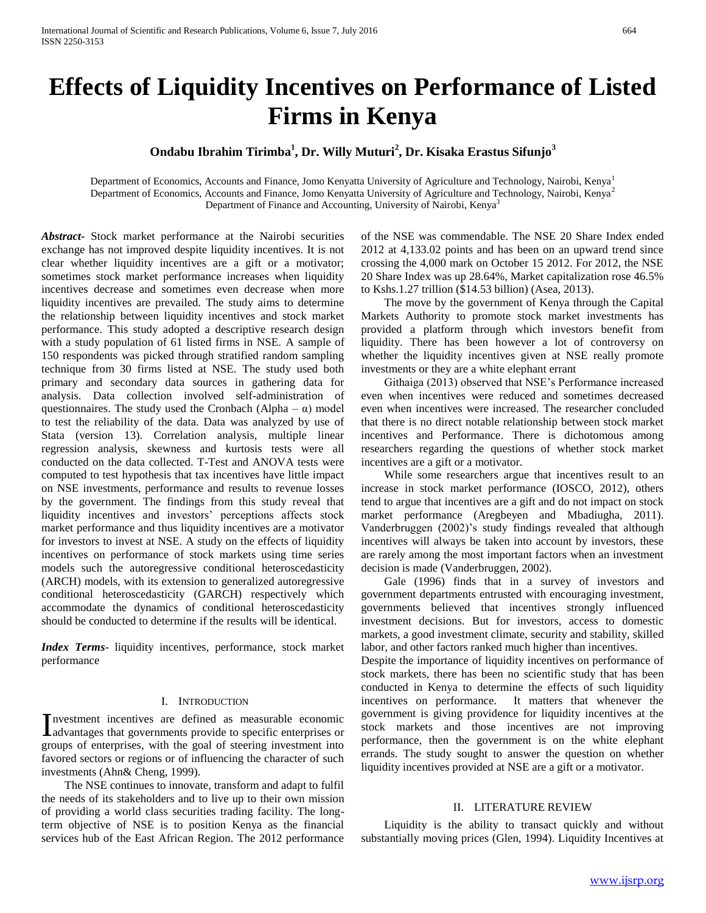# Effects of Liquidity Incentives on Performance of Listed Firms in Kenya

**Ondabu Ibrahim Tirimba[1], Dr. Willy Muturi[2], Dr. Kisaka Erastus Sifunjo[3]**

Department of Economics, Accounts and Finance, Jomo Kenyatta University of Agriculture and Technology, Nairobi, Kenya[1]
Department of Economics, Accounts and Finance, Jomo Kenyatta University of Agriculture and Technology, Nairobi, Kenya[2]
Department of Finance and Accounting, University of Nairobi, Kenya[3]

***Abstract*-** Stock market performance at the Nairobi securities exchange has not improved despite liquidity incentives. It is not clear whether liquidity incentives are a gift or a motivator; sometimes stock market performance increases when liquidity incentives decrease and sometimes even decrease when more liquidity incentives are prevailed. The study aims to determine the relationship between liquidity incentives and stock market performance. This study adopted a descriptive research design with a study population of 61 listed firms in NSE. A sample of 150 respondents was picked through stratified random sampling technique from 30 firms listed at NSE. The study used both primary and secondary data sources in gathering data for analysis. Data collection involved self-administration of questionnaires. The study used the Cronbach (Alpha – α) model to test the reliability of the data. Data was analyzed by use of Stata (version 13). Correlation analysis, multiple linear regression analysis, skewness and kurtosis tests were all conducted on the data collected. T-Test and ANOVA tests were computed to test hypothesis that tax incentives have little impact on NSE investments, performance and results to revenue losses by the government. The findings from this study reveal that liquidity incentives and investors' perceptions affects stock market performance and thus liquidity incentives are a motivator for investors to invest at NSE. A study on the effects of liquidity incentives on performance of stock markets using time series models such the autoregressive conditional heteroscedasticity (ARCH) models, with its extension to generalized autoregressive conditional heteroscedasticity (GARCH) respectively which accommodate the dynamics of conditional heteroscedasticity should be conducted to determine if the results will be identical.

***Index Terms*-** liquidity incentives, performance, stock market performance

## I. Introduction

Investment incentives are defined as measurable economic advantages that governments provide to specific enterprises or groups of enterprises, with the goal of steering investment into favored sectors or regions or of influencing the character of such investments (Ahn& Cheng, 1999).

The NSE continues to innovate, transform and adapt to fulfil the needs of its stakeholders and to live up to their own mission of providing a world class securities trading facility. The long-term objective of NSE is to position Kenya as the financial services hub of the East African Region. The 2012 performance of the NSE was commendable. The NSE 20 Share Index ended 2012 at 4,133.02 points and has been on an upward trend since crossing the 4,000 mark on October 15 2012. For 2012, the NSE 20 Share Index was up 28.64%, Market capitalization rose 46.5% to Kshs.1.27 trillion ($14.53 billion) (Asea, 2013).

The move by the government of Kenya through the Capital Markets Authority to promote stock market investments has provided a platform through which investors benefit from liquidity. There has been however a lot of controversy on whether the liquidity incentives given at NSE really promote investments or they are a white elephant errant

Githaiga (2013) observed that NSE's Performance increased even when incentives were reduced and sometimes decreased even when incentives were increased. The researcher concluded that there is no direct notable relationship between stock market incentives and Performance. There is dichotomous among researchers regarding the questions of whether stock market incentives are a gift or a motivator.

While some researchers argue that incentives result to an increase in stock market performance (IOSCO, 2012), others tend to argue that incentives are a gift and do not impact on stock market performance (Aregbeyen and Mbadiugha, 2011). Vanderbruggen (2002)'s study findings revealed that although incentives will always be taken into account by investors, these are rarely among the most important factors when an investment decision is made (Vanderbruggen, 2002).

Gale (1996) finds that in a survey of investors and government departments entrusted with encouraging investment, governments believed that incentives strongly influenced investment decisions. But for investors, access to domestic markets, a good investment climate, security and stability, skilled labor, and other factors ranked much higher than incentives.

Despite the importance of liquidity incentives on performance of stock markets, there has been no scientific study that has been conducted in Kenya to determine the effects of such liquidity incentives on performance. It matters that whenever the government is giving providence for liquidity incentives at the stock markets and those incentives are not improving performance, then the government is on the white elephant errands. The study sought to answer the question on whether liquidity incentives provided at NSE are a gift or a motivator.

## II. Literature Review

Liquidity is the ability to transact quickly and without substantially moving prices (Glen, 1994). Liquidity Incentives at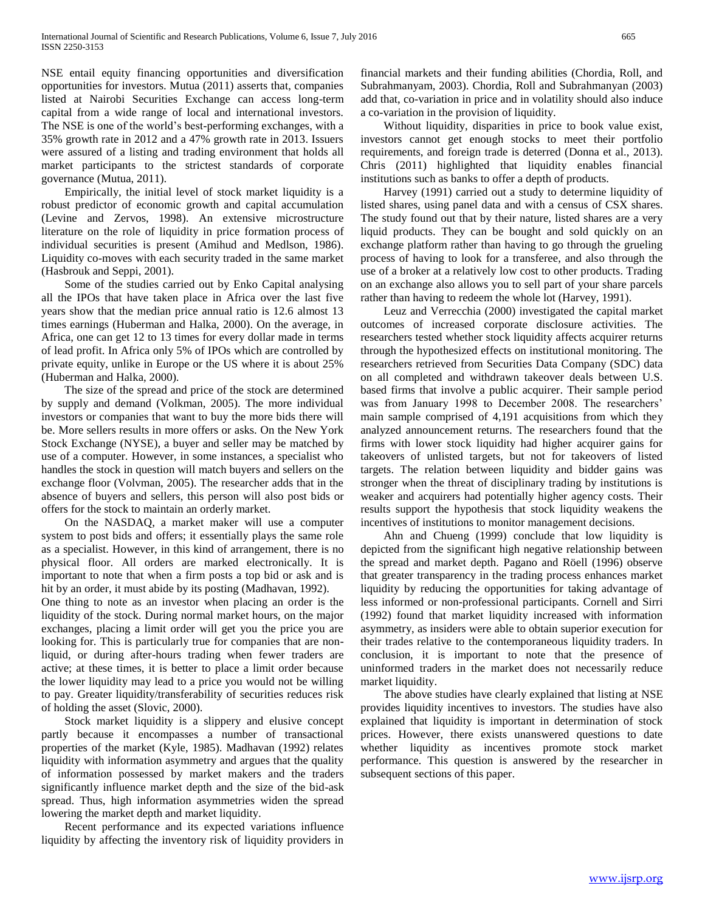NSE entail equity financing opportunities and diversification opportunities for investors. Mutua (2011) asserts that, companies listed at Nairobi Securities Exchange can access long-term capital from a wide range of local and international investors. The NSE is one of the world's best-performing exchanges, with a 35% growth rate in 2012 and a 47% growth rate in 2013. Issuers were assured of a listing and trading environment that holds all market participants to the strictest standards of corporate governance (Mutua, 2011).

Empirically, the initial level of stock market liquidity is a robust predictor of economic growth and capital accumulation (Levine and Zervos, 1998). An extensive microstructure literature on the role of liquidity in price formation process of individual securities is present (Amihud and Medlson, 1986). Liquidity co-moves with each security traded in the same market (Hasbrouk and Seppi, 2001).

Some of the studies carried out by Enko Capital analysing all the IPOs that have taken place in Africa over the last five years show that the median price annual ratio is 12.6 almost 13 times earnings (Huberman and Halka, 2000). On the average, in Africa, one can get 12 to 13 times for every dollar made in terms of lead profit. In Africa only 5% of IPOs which are controlled by private equity, unlike in Europe or the US where it is about 25% (Huberman and Halka, 2000).

The size of the spread and price of the stock are determined by supply and demand (Volkman, 2005). The more individual investors or companies that want to buy the more bids there will be. More sellers results in more offers or asks. On the New York Stock Exchange (NYSE), a buyer and seller may be matched by use of a computer. However, in some instances, a specialist who handles the stock in question will match buyers and sellers on the exchange floor (Volvman, 2005). The researcher adds that in the absence of buyers and sellers, this person will also post bids or offers for the stock to maintain an orderly market.

On the NASDAQ, a market maker will use a computer system to post bids and offers; it essentially plays the same role as a specialist. However, in this kind of arrangement, there is no physical floor. All orders are marked electronically. It is important to note that when a firm posts a top bid or ask and is hit by an order, it must abide by its posting (Madhavan, 1992).

One thing to note as an investor when placing an order is the liquidity of the stock. During normal market hours, on the major exchanges, placing a limit order will get you the price you are looking for. This is particularly true for companies that are non-liquid, or during after-hours trading when fewer traders are active; at these times, it is better to place a limit order because the lower liquidity may lead to a price you would not be willing to pay. Greater liquidity/transferability of securities reduces risk of holding the asset (Slovic, 2000).

Stock market liquidity is a slippery and elusive concept partly because it encompasses a number of transactional properties of the market (Kyle, 1985). Madhavan (1992) relates liquidity with information asymmetry and argues that the quality of information possessed by market makers and the traders significantly influence market depth and the size of the bid-ask spread. Thus, high information asymmetries widen the spread lowering the market depth and market liquidity.

Recent performance and its expected variations influence liquidity by affecting the inventory risk of liquidity providers in financial markets and their funding abilities (Chordia, Roll, and Subrahmanyam, 2003). Chordia, Roll and Subrahmanyan (2003) add that, co-variation in price and in volatility should also induce a co-variation in the provision of liquidity.

Without liquidity, disparities in price to book value exist, investors cannot get enough stocks to meet their portfolio requirements, and foreign trade is deterred (Donna et al., 2013). Chris (2011) highlighted that liquidity enables financial institutions such as banks to offer a depth of products.

Harvey (1991) carried out a study to determine liquidity of listed shares, using panel data and with a census of CSX shares. The study found out that by their nature, listed shares are a very liquid products. They can be bought and sold quickly on an exchange platform rather than having to go through the grueling process of having to look for a transferee, and also through the use of a broker at a relatively low cost to other products. Trading on an exchange also allows you to sell part of your share parcels rather than having to redeem the whole lot (Harvey, 1991).

Leuz and Verrecchia (2000) investigated the capital market outcomes of increased corporate disclosure activities. The researchers tested whether stock liquidity affects acquirer returns through the hypothesized effects on institutional monitoring. The researchers retrieved from Securities Data Company (SDC) data on all completed and withdrawn takeover deals between U.S. based firms that involve a public acquirer. Their sample period was from January 1998 to December 2008. The researchers' main sample comprised of 4,191 acquisitions from which they analyzed announcement returns. The researchers found that the firms with lower stock liquidity had higher acquirer gains for takeovers of unlisted targets, but not for takeovers of listed targets. The relation between liquidity and bidder gains was stronger when the threat of disciplinary trading by institutions is weaker and acquirers had potentially higher agency costs. Their results support the hypothesis that stock liquidity weakens the incentives of institutions to monitor management decisions.

Ahn and Chueng (1999) conclude that low liquidity is depicted from the significant high negative relationship between the spread and market depth. Pagano and Röell (1996) observe that greater transparency in the trading process enhances market liquidity by reducing the opportunities for taking advantage of less informed or non-professional participants. Cornell and Sirri (1992) found that market liquidity increased with information asymmetry, as insiders were able to obtain superior execution for their trades relative to the contemporaneous liquidity traders. In conclusion, it is important to note that the presence of uninformed traders in the market does not necessarily reduce market liquidity.

The above studies have clearly explained that listing at NSE provides liquidity incentives to investors. The studies have also explained that liquidity is important in determination of stock prices. However, there exists unanswered questions to date whether liquidity as incentives promote stock market performance. This question is answered by the researcher in subsequent sections of this paper.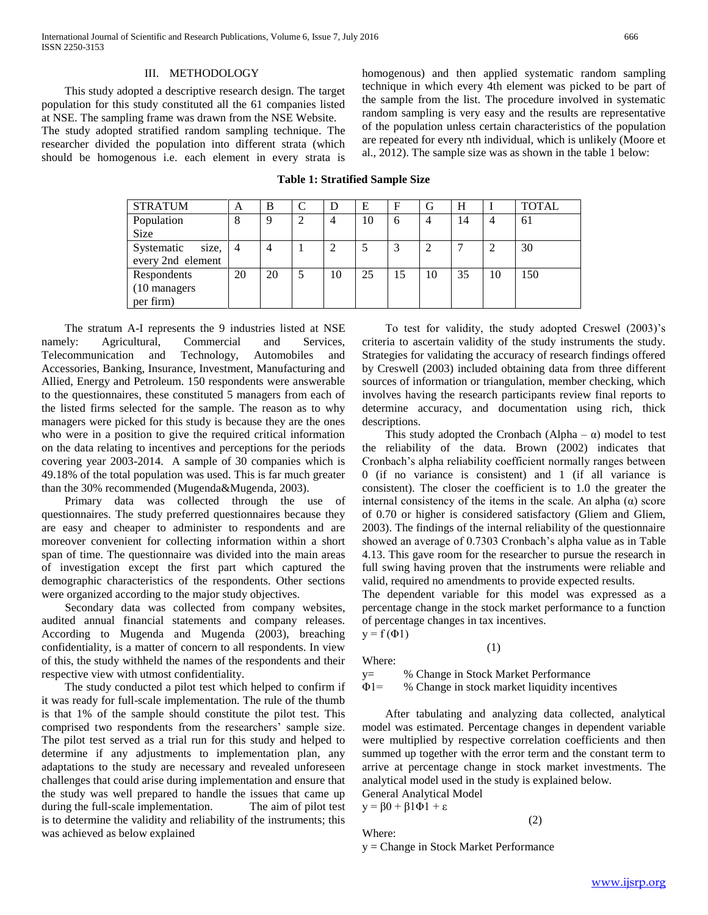## III. METHODOLOGY

This study adopted a descriptive research design. The target population for this study constituted all the 61 companies listed at NSE. The sampling frame was drawn from the NSE Website.

The study adopted stratified random sampling technique. The researcher divided the population into different strata (which should be homogenous i.e. each element in every strata is homogenous) and then applied systematic random sampling technique in which every 4th element was picked to be part of the sample from the list. The procedure involved in systematic random sampling is very easy and the results are representative of the population unless certain characteristics of the population are repeated for every nth individual, which is unlikely (Moore et al., 2012). The sample size was as shown in the table 1 below:

**Table 1: Stratified Sample Size**

| STRATUM | A | B | C | D | E | F | G | H | I | TOTAL |
|---|---|---|---|---|---|---|---|---|---|---|
| Population Size | 8 | 9 | 2 | 4 | 10 | 6 | 4 | 14 | 4 | 61 |
| Systematic size, every 2nd element | 4 | 4 | 1 | 2 | 5 | 3 | 2 | 7 | 2 | 30 |
| Respondents (10 managers per firm) | 20 | 20 | 5 | 10 | 25 | 15 | 10 | 35 | 10 | 150 |

The stratum A-I represents the 9 industries listed at NSE namely: Agricultural, Commercial and Services, Telecommunication and Technology, Automobiles and Accessories, Banking, Insurance, Investment, Manufacturing and Allied, Energy and Petroleum. 150 respondents were answerable to the questionnaires, these constituted 5 managers from each of the listed firms selected for the sample. The reason as to why managers were picked for this study is because they are the ones who were in a position to give the required critical information on the data relating to incentives and perceptions for the periods covering year 2003-2014. A sample of 30 companies which is 49.18% of the total population was used. This is far much greater than the 30% recommended (Mugenda&Mugenda, 2003).

Primary data was collected through the use of questionnaires. The study preferred questionnaires because they are easy and cheaper to administer to respondents and are moreover convenient for collecting information within a short span of time. The questionnaire was divided into the main areas of investigation except the first part which captured the demographic characteristics of the respondents. Other sections were organized according to the major study objectives.

Secondary data was collected from company websites, audited annual financial statements and company releases. According to Mugenda and Mugenda (2003), breaching confidentiality, is a matter of concern to all respondents. In view of this, the study withheld the names of the respondents and their respective view with utmost confidentiality.

The study conducted a pilot test which helped to confirm if it was ready for full-scale implementation. The rule of the thumb is that 1% of the sample should constitute the pilot test. This comprised two respondents from the researchers' sample size. The pilot test served as a trial run for this study and helped to determine if any adjustments to implementation plan, any adaptations to the study are necessary and revealed unforeseen challenges that could arise during implementation and ensure that the study was well prepared to handle the issues that came up during the full-scale implementation. The aim of pilot test is to determine the validity and reliability of the instruments; this was achieved as below explained

To test for validity, the study adopted Creswel (2003)'s criteria to ascertain validity of the study instruments the study. Strategies for validating the accuracy of research findings offered by Creswell (2003) included obtaining data from three different sources of information or triangulation, member checking, which involves having the research participants review final reports to determine accuracy, and documentation using rich, thick descriptions.

This study adopted the Cronbach (Alpha – α) model to test the reliability of the data. Brown (2002) indicates that Cronbach's alpha reliability coefficient normally ranges between 0 (if no variance is consistent) and 1 (if all variance is consistent). The closer the coefficient is to 1.0 the greater the internal consistency of the items in the scale. An alpha (α) score of 0.70 or higher is considered satisfactory (Gliem and Gliem, 2003). The findings of the internal reliability of the questionnaire showed an average of 0.7303 Cronbach's alpha value as in Table 4.13. This gave room for the researcher to pursue the research in full swing having proven that the instruments were reliable and valid, required no amendments to provide expected results.

The dependent variable for this model was expressed as a percentage change in the stock market performance to a function of percentage changes in tax incentives.

$$y = f(\Phi 1) \tag{1}$$

Where:

$y$= % Change in Stock Market Performance

$\Phi 1$= % Change in stock market liquidity incentives

After tabulating and analyzing data collected, analytical model was estimated. Percentage changes in dependent variable were multiplied by respective correlation coefficients and then summed up together with the error term and the constant term to arrive at percentage change in stock market investments. The analytical model used in the study is explained below.

General Analytical Model

$$y = \beta 0 + \beta 1 \Phi 1 + \varepsilon \tag{2}$$

Where:

$y$ = Change in Stock Market Performance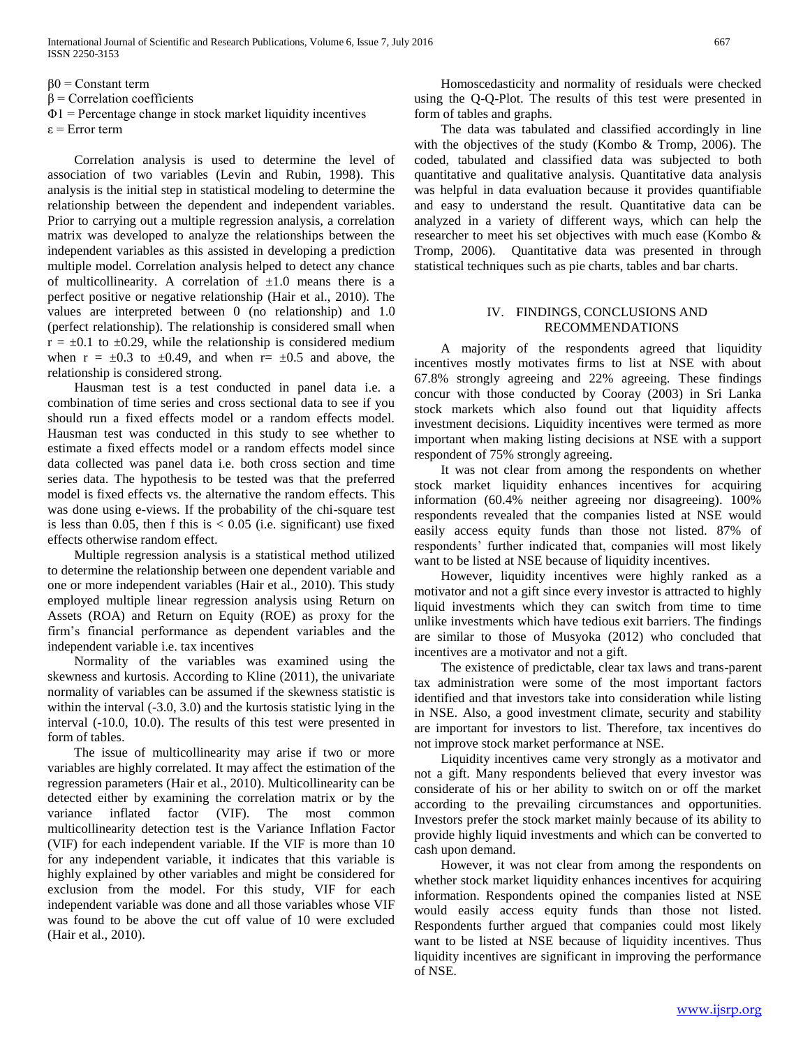$\beta_0$ = Constant term
$\beta$ = Correlation coefficients
$\Phi_1$ = Percentage change in stock market liquidity incentives
$\varepsilon$ = Error term

Correlation analysis is used to determine the level of association of two variables (Levin and Rubin, 1998). This analysis is the initial step in statistical modeling to determine the relationship between the dependent and independent variables. Prior to carrying out a multiple regression analysis, a correlation matrix was developed to analyze the relationships between the independent variables as this assisted in developing a prediction multiple model. Correlation analysis helped to detect any chance of multicollinearity. A correlation of $\pm 1.0$ means there is a perfect positive or negative relationship (Hair et al., 2010). The values are interpreted between 0 (no relationship) and 1.0 (perfect relationship). The relationship is considered small when $r = \pm 0.1$ to $\pm 0.29$, while the relationship is considered medium when $r = \pm 0.3$ to $\pm 0.49$, and when $r = \pm 0.5$ and above, the relationship is considered strong.

Hausman test is a test conducted in panel data i.e. a combination of time series and cross sectional data to see if you should run a fixed effects model or a random effects model. Hausman test was conducted in this study to see whether to estimate a fixed effects model or a random effects model since data collected was panel data i.e. both cross section and time series data. The hypothesis to be tested was that the preferred model is fixed effects vs. the alternative the random effects. This was done using e-views. If the probability of the chi-square test is less than 0.05, then f this is $< 0.05$ (i.e. significant) use fixed effects otherwise random effect.

Multiple regression analysis is a statistical method utilized to determine the relationship between one dependent variable and one or more independent variables (Hair et al., 2010). This study employed multiple linear regression analysis using Return on Assets (ROA) and Return on Equity (ROE) as proxy for the firm's financial performance as dependent variables and the independent variable i.e. tax incentives

Normality of the variables was examined using the skewness and kurtosis. According to Kline (2011), the univariate normality of variables can be assumed if the skewness statistic is within the interval (-3.0, 3.0) and the kurtosis statistic lying in the interval (-10.0, 10.0). The results of this test were presented in form of tables.

The issue of multicollinearity may arise if two or more variables are highly correlated. It may affect the estimation of the regression parameters (Hair et al., 2010). Multicollinearity can be detected either by examining the correlation matrix or by the variance inflated factor (VIF). The most common multicollinearity detection test is the Variance Inflation Factor (VIF) for each independent variable. If the VIF is more than 10 for any independent variable, it indicates that this variable is highly explained by other variables and might be considered for exclusion from the model. For this study, VIF for each independent variable was done and all those variables whose VIF was found to be above the cut off value of 10 were excluded (Hair et al., 2010).

Homoscedasticity and normality of residuals were checked using the Q-Q-Plot. The results of this test were presented in form of tables and graphs.

The data was tabulated and classified accordingly in line with the objectives of the study (Kombo & Tromp, 2006). The coded, tabulated and classified data was subjected to both quantitative and qualitative analysis. Quantitative data analysis was helpful in data evaluation because it provides quantifiable and easy to understand the result. Quantitative data can be analyzed in a variety of different ways, which can help the researcher to meet his set objectives with much ease (Kombo & Tromp, 2006). Quantitative data was presented in through statistical techniques such as pie charts, tables and bar charts.

## IV. FINDINGS, CONCLUSIONS AND RECOMMENDATIONS

A majority of the respondents agreed that liquidity incentives mostly motivates firms to list at NSE with about 67.8% strongly agreeing and 22% agreeing. These findings concur with those conducted by Cooray (2003) in Sri Lanka stock markets which also found out that liquidity affects investment decisions. Liquidity incentives were termed as more important when making listing decisions at NSE with a support respondent of 75% strongly agreeing.

It was not clear from among the respondents on whether stock market liquidity enhances incentives for acquiring information (60.4% neither agreeing nor disagreeing). 100% respondents revealed that the companies listed at NSE would easily access equity funds than those not listed. 87% of respondents' further indicated that, companies will most likely want to be listed at NSE because of liquidity incentives.

However, liquidity incentives were highly ranked as a motivator and not a gift since every investor is attracted to highly liquid investments which they can switch from time to time unlike investments which have tedious exit barriers. The findings are similar to those of Musyoka (2012) who concluded that incentives are a motivator and not a gift.

The existence of predictable, clear tax laws and trans-parent tax administration were some of the most important factors identified and that investors take into consideration while listing in NSE. Also, a good investment climate, security and stability are important for investors to list. Therefore, tax incentives do not improve stock market performance at NSE.

Liquidity incentives came very strongly as a motivator and not a gift. Many respondents believed that every investor was considerate of his or her ability to switch on or off the market according to the prevailing circumstances and opportunities. Investors prefer the stock market mainly because of its ability to provide highly liquid investments and which can be converted to cash upon demand.

However, it was not clear from among the respondents on whether stock market liquidity enhances incentives for acquiring information. Respondents opined the companies listed at NSE would easily access equity funds than those not listed. Respondents further argued that companies could most likely want to be listed at NSE because of liquidity incentives. Thus liquidity incentives are significant in improving the performance of NSE.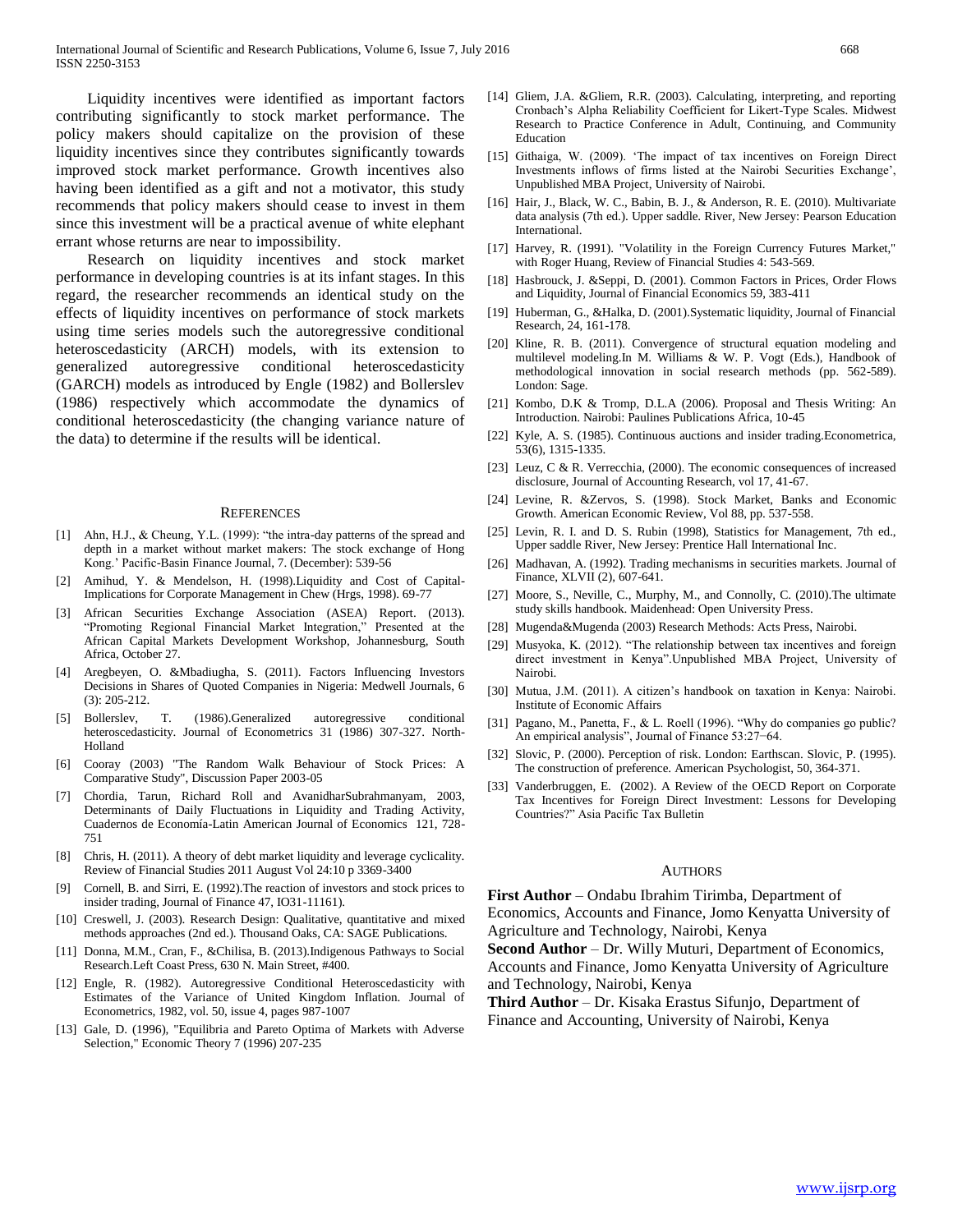Liquidity incentives were identified as important factors contributing significantly to stock market performance. The policy makers should capitalize on the provision of these liquidity incentives since they contributes significantly towards improved stock market performance. Growth incentives also having been identified as a gift and not a motivator, this study recommends that policy makers should cease to invest in them since this investment will be a practical avenue of white elephant errant whose returns are near to impossibility.

Research on liquidity incentives and stock market performance in developing countries is at its infant stages. In this regard, the researcher recommends an identical study on the effects of liquidity incentives on performance of stock markets using time series models such the autoregressive conditional heteroscedasticity (ARCH) models, with its extension to generalized autoregressive conditional heteroscedasticity (GARCH) models as introduced by Engle (1982) and Bollerslev (1986) respectively which accommodate the dynamics of conditional heteroscedasticity (the changing variance nature of the data) to determine if the results will be identical.

## REFERENCES

[1] Ahn, H.J., & Cheung, Y.L. (1999): "the intra-day patterns of the spread and depth in a market without market makers: The stock exchange of Hong Kong.' Pacific-Basin Finance Journal, 7. (December): 539-56

[2] Amihud, Y. & Mendelson, H. (1998).Liquidity and Cost of Capital-Implications for Corporate Management in Chew (Hrgs, 1998). 69-77

[3] African Securities Exchange Association (ASEA) Report. (2013). "Promoting Regional Financial Market Integration," Presented at the African Capital Markets Development Workshop, Johannesburg, South Africa, October 27.

[4] Aregbeyen, O. &Mbadiugha, S. (2011). Factors Influencing Investors Decisions in Shares of Quoted Companies in Nigeria: Medwell Journals, 6 (3): 205-212.

[5] Bollerslev, T. (1986).Generalized autoregressive conditional heteroscedasticity. Journal of Econometrics 31 (1986) 307-327. North-Holland

[6] Cooray (2003) "The Random Walk Behaviour of Stock Prices: A Comparative Study", Discussion Paper 2003-05

[7] Chordia, Tarun, Richard Roll and AvanidharSubrahmanyam, 2003, Determinants of Daily Fluctuations in Liquidity and Trading Activity, Cuadernos de Economía-Latin American Journal of Economics 121, 728-751

[8] Chris, H. (2011). A theory of debt market liquidity and leverage cyclicality. Review of Financial Studies 2011 August Vol 24:10 p 3369-3400

[9] Cornell, B. and Sirri, E. (1992).The reaction of investors and stock prices to insider trading, Journal of Finance 47, IO31-11161).

[10] Creswell, J. (2003). Research Design: Qualitative, quantitative and mixed methods approaches (2nd ed.). Thousand Oaks, CA: SAGE Publications.

[11] Donna, M.M., Cran, F., &Chilisa, B. (2013).Indigenous Pathways to Social Research.Left Coast Press, 630 N. Main Street, #400.

[12] Engle, R. (1982). Autoregressive Conditional Heteroscedasticity with Estimates of the Variance of United Kingdom Inflation. Journal of Econometrics, 1982, vol. 50, issue 4, pages 987-1007

[13] Gale, D. (1996), "Equilibria and Pareto Optima of Markets with Adverse Selection," Economic Theory 7 (1996) 207-235

[14] Gliem, J.A. &Gliem, R.R. (2003). Calculating, interpreting, and reporting Cronbach's Alpha Reliability Coefficient for Likert-Type Scales. Midwest Research to Practice Conference in Adult, Continuing, and Community Education

[15] Githaiga, W. (2009). 'The impact of tax incentives on Foreign Direct Investments inflows of firms listed at the Nairobi Securities Exchange', Unpublished MBA Project, University of Nairobi.

[16] Hair, J., Black, W. C., Babin, B. J., & Anderson, R. E. (2010). Multivariate data analysis (7th ed.). Upper saddle. River, New Jersey: Pearson Education International.

[17] Harvey, R. (1991). "Volatility in the Foreign Currency Futures Market," with Roger Huang, Review of Financial Studies 4: 543-569.

[18] Hasbrouck, J. &Seppi, D. (2001). Common Factors in Prices, Order Flows and Liquidity, Journal of Financial Economics 59, 383-411

[19] Huberman, G., &Halka, D. (2001).Systematic liquidity, Journal of Financial Research, 24, 161-178.

[20] Kline, R. B. (2011). Convergence of structural equation modeling and multilevel modeling.In M. Williams & W. P. Vogt (Eds.), Handbook of methodological innovation in social research methods (pp. 562-589). London: Sage.

[21] Kombo, D.K & Tromp, D.L.A (2006). Proposal and Thesis Writing: An Introduction. Nairobi: Paulines Publications Africa, 10-45

[22] Kyle, A. S. (1985). Continuous auctions and insider trading.Econometrica, 53(6), 1315-1335.

[23] Leuz, C & R. Verrecchia, (2000). The economic consequences of increased disclosure, Journal of Accounting Research, vol 17, 41-67.

[24] Levine, R. &Zervos, S. (1998). Stock Market, Banks and Economic Growth. American Economic Review, Vol 88, pp. 537-558.

[25] Levin, R. I. and D. S. Rubin (1998), Statistics for Management, 7th ed., Upper saddle River, New Jersey: Prentice Hall International Inc.

[26] Madhavan, A. (1992). Trading mechanisms in securities markets. Journal of Finance, XLVII (2), 607-641.

[27] Moore, S., Neville, C., Murphy, M., and Connolly, C. (2010).The ultimate study skills handbook. Maidenhead: Open University Press.

[28] Mugenda&Mugenda (2003) Research Methods: Acts Press, Nairobi.

[29] Musyoka, K. (2012). "The relationship between tax incentives and foreign direct investment in Kenya".Unpublished MBA Project, University of Nairobi.

[30] Mutua, J.M. (2011). A citizen's handbook on taxation in Kenya: Nairobi. Institute of Economic Affairs

[31] Pagano, M., Panetta, F., & L. Roell (1996). "Why do companies go public? An empirical analysis", Journal of Finance 53:27−64.

[32] Slovic, P. (2000). Perception of risk. London: Earthscan. Slovic, P. (1995). The construction of preference. American Psychologist, 50, 364-371.

[33] Vanderbruggen, E. (2002). A Review of the OECD Report on Corporate Tax Incentives for Foreign Direct Investment: Lessons for Developing Countries?" Asia Pacific Tax Bulletin

## AUTHORS

**First Author** – Ondabu Ibrahim Tirimba, Department of Economics, Accounts and Finance, Jomo Kenyatta University of Agriculture and Technology, Nairobi, Kenya

**Second Author** – Dr. Willy Muturi, Department of Economics, Accounts and Finance, Jomo Kenyatta University of Agriculture and Technology, Nairobi, Kenya

**Third Author** – Dr. Kisaka Erastus Sifunjo, Department of Finance and Accounting, University of Nairobi, Kenya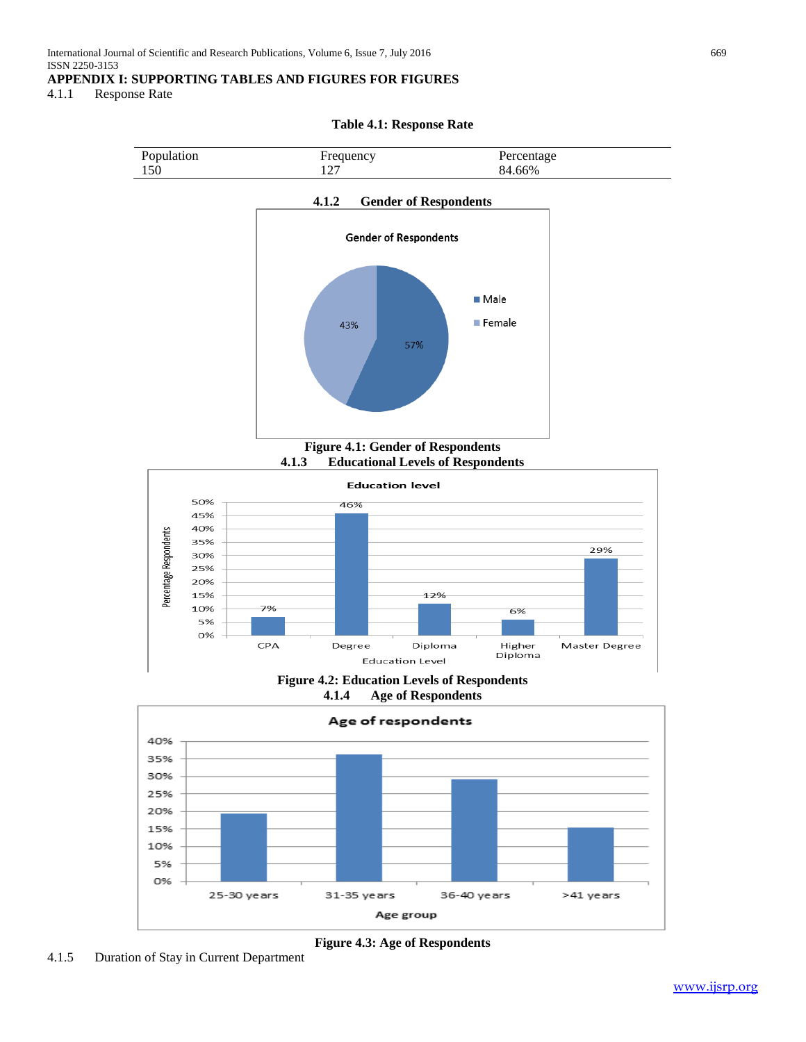## APPENDIX I: SUPPORTING TABLES AND FIGURES FOR FIGURES

### 4.1.1 Response Rate

**Table 4.1: Response Rate**

| Population | Frequency | Percentage |
|---|---|---|
| 150 | 127 | 84.66% |

### 4.1.2 Gender of Respondents

**Figure 4.1: Gender of Respondents**

### 4.1.3 Educational Levels of Respondents

**Figure 4.2: Education Levels of Respondents**

### 4.1.4 Age of Respondents

**Figure 4.3: Age of Respondents**

### 4.1.5 Duration of Stay in Current Department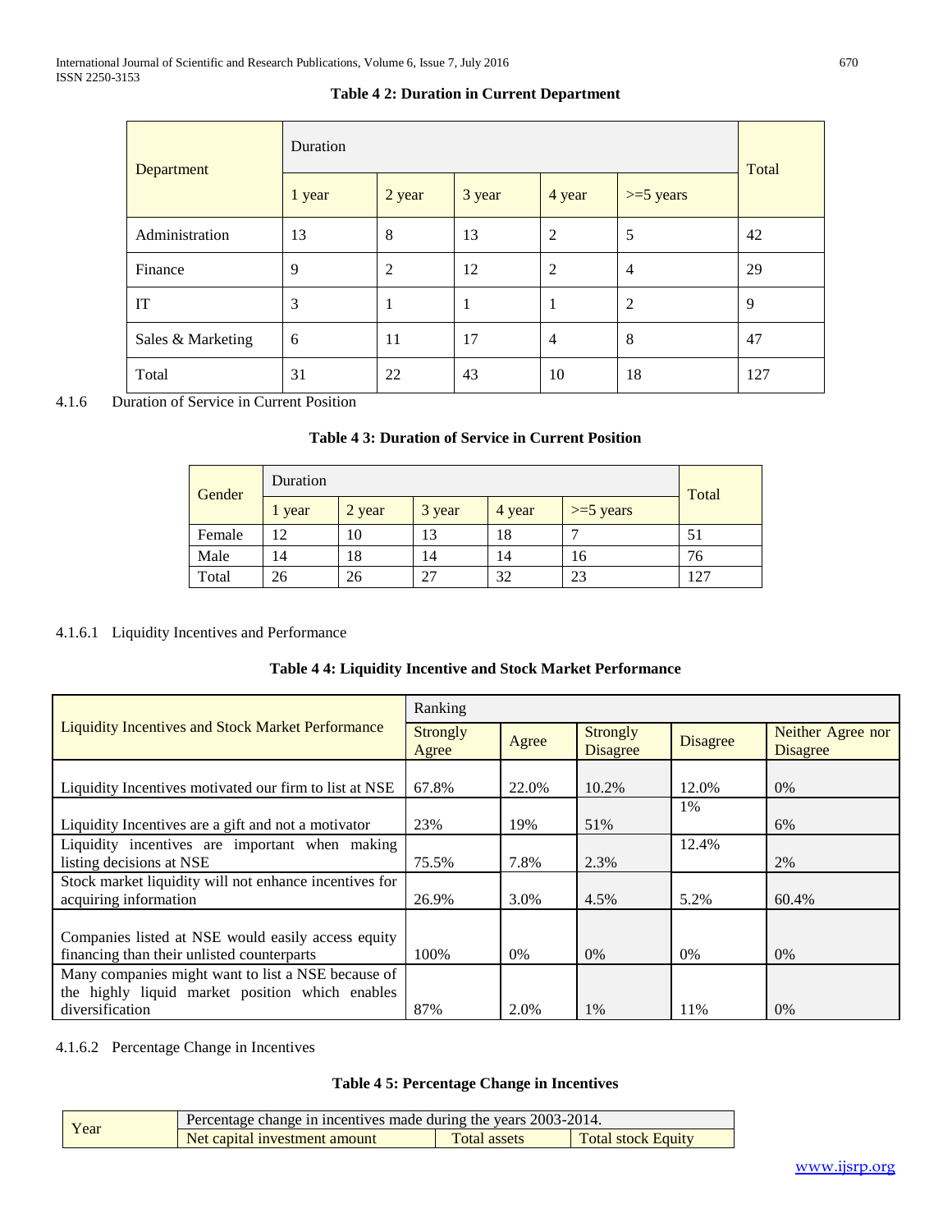**Table 4 2: Duration in Current Department**

| Department | Duration | | | | | Total |
|---|---|---|---|---|---|---|
| | 1 year | 2 year | 3 year | 4 year | >=5 years | |
| Administration | 13 | 8 | 13 | 2 | 5 | 42 |
| Finance | 9 | 2 | 12 | 2 | 4 | 29 |
| IT | 3 | 1 | 1 | 1 | 2 | 9 |
| Sales & Marketing | 6 | 11 | 17 | 4 | 8 | 47 |
| Total | 31 | 22 | 43 | 10 | 18 | 127 |

4.1.6 Duration of Service in Current Position

**Table 4 3: Duration of Service in Current Position**

| Gender | Duration | | | | | Total |
|---|---|---|---|---|---|---|
| | 1 year | 2 year | 3 year | 4 year | >=5 years | |
| Female | 12 | 10 | 13 | 18 | 7 | 51 |
| Male | 14 | 18 | 14 | 14 | 16 | 76 |
| Total | 26 | 26 | 27 | 32 | 23 | 127 |

4.1.6.1 Liquidity Incentives and Performance

**Table 4 4: Liquidity Incentive and Stock Market Performance**

| Liquidity Incentives and Stock Market Performance | Ranking | | | | |
|---|---|---|---|---|---|
| | Strongly Agree | Agree | Strongly Disagree | Disagree | Neither Agree nor Disagree |
| Liquidity Incentives motivated our firm to list at NSE | 67.8% | 22.0% | 10.2% | 12.0% | 0% |
| Liquidity Incentives are a gift and not a motivator | 23% | 19% | 51% | 1% | 6% |
| Liquidity incentives are important when making listing decisions at NSE | 75.5% | 7.8% | 2.3% | 12.4% | 2% |
| Stock market liquidity will not enhance incentives for acquiring information | 26.9% | 3.0% | 4.5% | 5.2% | 60.4% |
| Companies listed at NSE would easily access equity financing than their unlisted counterparts | 100% | 0% | 0% | 0% | 0% |
| Many companies might want to list a NSE because of the highly liquid market position which enables diversification | 87% | 2.0% | 1% | 11% | 0% |

4.1.6.2 Percentage Change in Incentives

**Table 4 5: Percentage Change in Incentives**

| Year | Percentage change in incentives made during the years 2003-2014. | | |
|---|---|---|---|
| | Net capital investment amount | Total assets | Total stock Equity |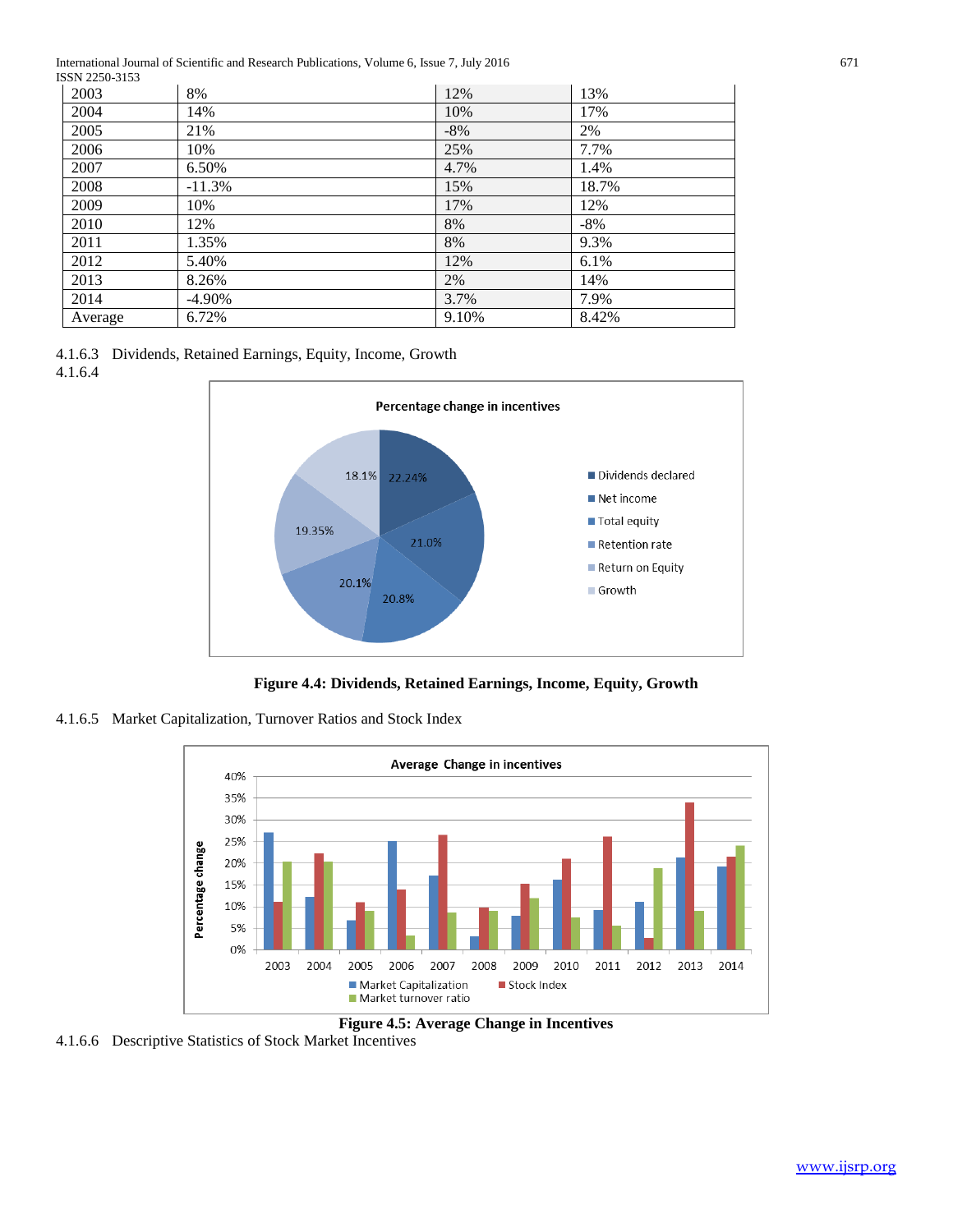| 2003 | 8% | 12% | 13% |
|---|---|---|---|
| 2004 | 14% | 10% | 17% |
| 2005 | 21% | -8% | 2% |
| 2006 | 10% | 25% | 7.7% |
| 2007 | 6.50% | 4.7% | 1.4% |
| 2008 | -11.3% | 15% | 18.7% |
| 2009 | 10% | 17% | 12% |
| 2010 | 12% | 8% | -8% |
| 2011 | 1.35% | 8% | 9.3% |
| 2012 | 5.40% | 12% | 6.1% |
| 2013 | 8.26% | 2% | 14% |
| 2014 | -4.90% | 3.7% | 7.9% |
| Average | 6.72% | 9.10% | 8.42% |

4.1.6.3 Dividends, Retained Earnings, Equity, Income, Growth

4.1.6.4

**Figure 4.4: Dividends, Retained Earnings, Income, Equity, Growth**

4.1.6.5 Market Capitalization, Turnover Ratios and Stock Index

**Figure 4.5: Average Change in Incentives**

4.1.6.6 Descriptive Statistics of Stock Market Incentives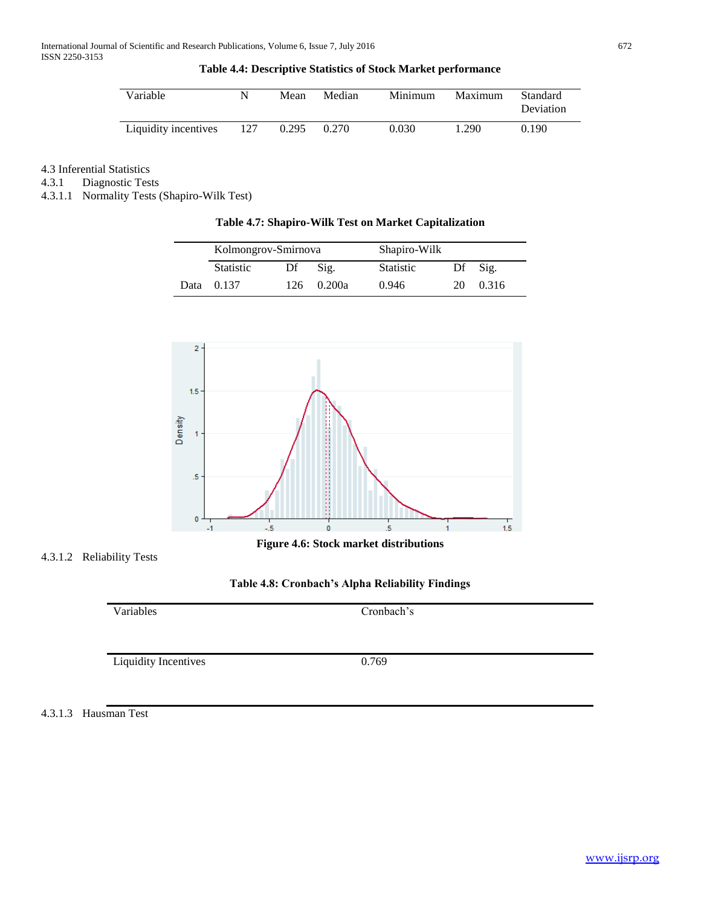**Table 4.4: Descriptive Statistics of Stock Market performance**

| Variable | N | Mean | Median | Minimum | Maximum | Standard Deviation |
|---|---|---|---|---|---|---|
| Liquidity incentives | 127 | 0.295 | 0.270 | 0.030 | 1.290 | 0.190 |

4.3 Inferential Statistics

4.3.1 Diagnostic Tests

4.3.1.1 Normality Tests (Shapiro-Wilk Test)

**Table 4.7: Shapiro-Wilk Test on Market Capitalization**

| | Kolmongrov-Smirnova | | | Shapiro-Wilk | | |
|---|---|---|---|---|---|---|
| | Statistic | Df | Sig. | Statistic | Df | Sig. |
| Data | 0.137 | 126 | 0.200a | 0.946 | 20 | 0.316 |

**Figure 4.6: Stock market distributions**

4.3.1.2 Reliability Tests

**Table 4.8: Cronbach's Alpha Reliability Findings**

| Variables | Cronbach's |
|---|---|
| Liquidity Incentives | 0.769 |

4.3.1.3 Hausman Test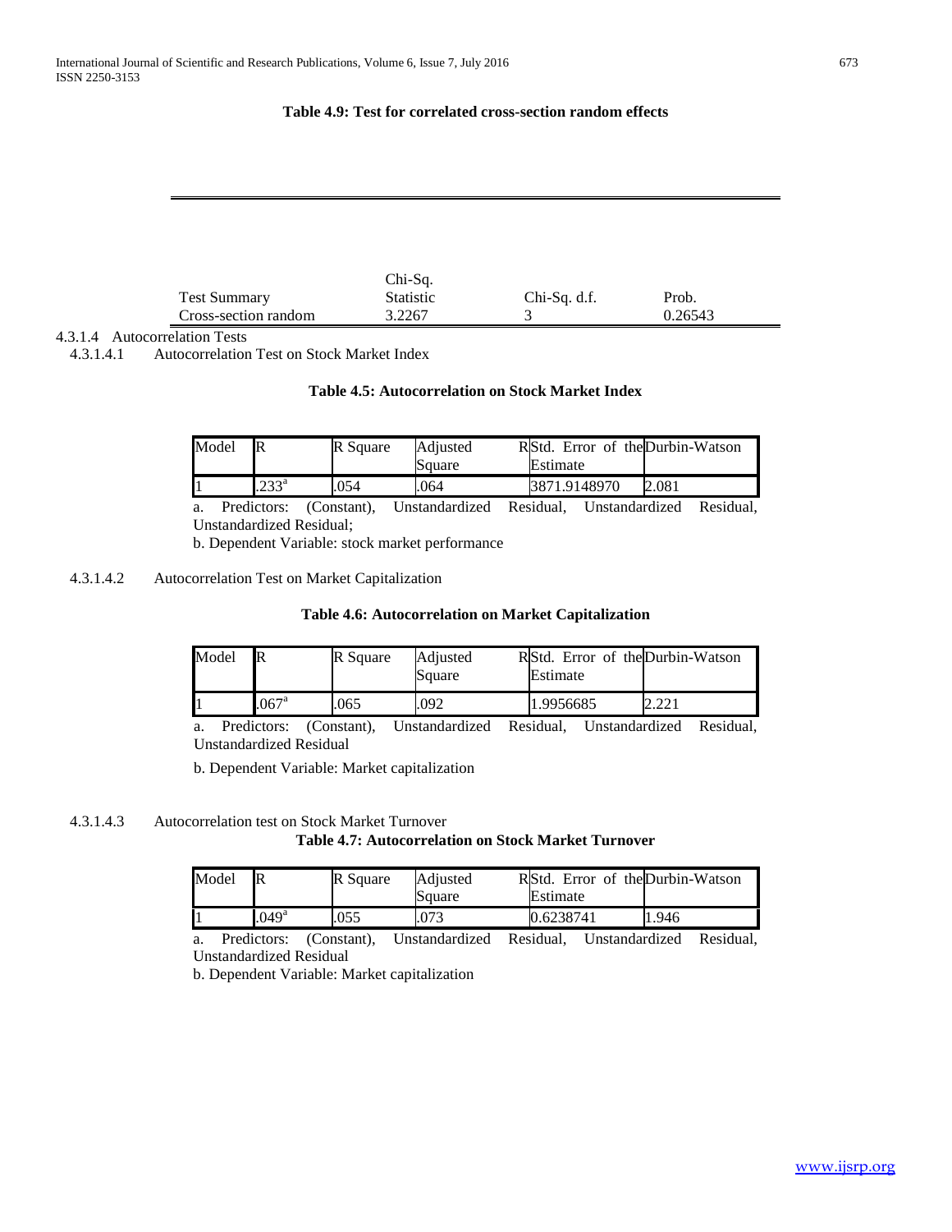**Table 4.9: Test for correlated cross-section random effects**

| Test Summary | Chi-Sq. Statistic | Chi-Sq. d.f. | Prob. |
|---|---|---|---|
| Cross-section random | 3.2267 | 3 | 0.26543 |

4.3.1.4 Autocorrelation Tests

4.3.1.4.1 Autocorrelation Test on Stock Market Index

**Table 4.5: Autocorrelation on Stock Market Index**

| Model | R | R Square | Adjusted R Square | Std. Error of the Estimate | Durbin-Watson |
|---|---|---|---|---|---|
| 1 | .233[a] | .054 | .064 | 3871.9148970 | 2.081 |

a. Predictors: (Constant), Unstandardized Residual, Unstandardized Residual, Unstandardized Residual;

b. Dependent Variable: stock market performance

4.3.1.4.2 Autocorrelation Test on Market Capitalization

**Table 4.6: Autocorrelation on Market Capitalization**

| Model | R | R Square | Adjusted R Square | Std. Error of the Estimate | Durbin-Watson |
|---|---|---|---|---|---|
| 1 | .067[a] | .065 | .092 | 1.9956685 | 2.221 |

a. Predictors: (Constant), Unstandardized Residual, Unstandardized Residual, Unstandardized Residual

b. Dependent Variable: Market capitalization

4.3.1.4.3 Autocorrelation test on Stock Market Turnover

**Table 4.7: Autocorrelation on Stock Market Turnover**

| Model | R | R Square | Adjusted R Square | Std. Error of the Estimate | Durbin-Watson |
|---|---|---|---|---|---|
| 1 | .049[a] | .055 | .073 | 0.6238741 | 1.946 |

a. Predictors: (Constant), Unstandardized Residual, Unstandardized Residual, Unstandardized Residual

b. Dependent Variable: Market capitalization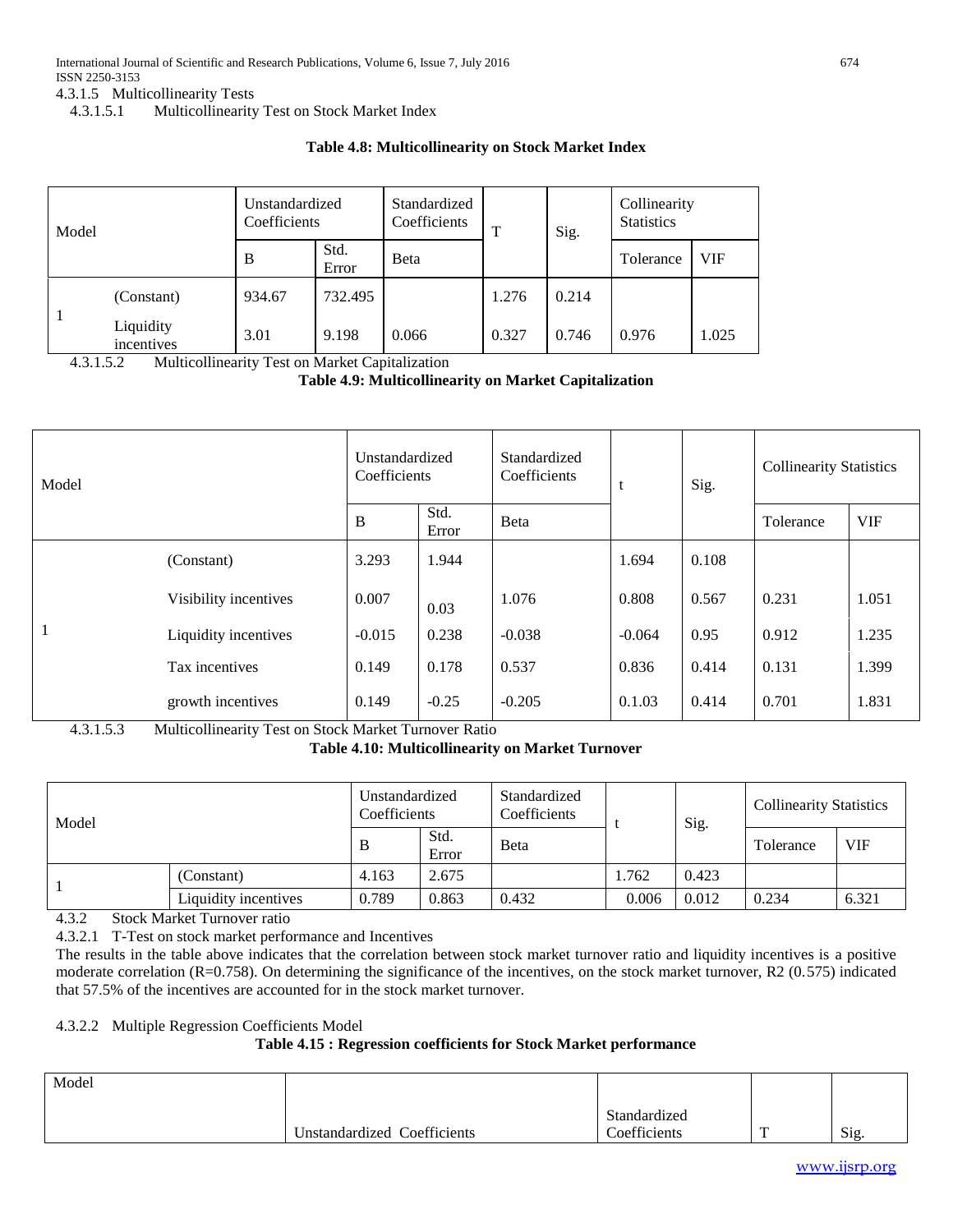4.3.1.5 Multicollinearity Tests

4.3.1.5.1 Multicollinearity Test on Stock Market Index

**Table 4.8: Multicollinearity on Stock Market Index**

| Model | | Unstandardized Coefficients | | Standardized Coefficients | T | Sig. | Collinearity Statistics | |
|---|---|---|---|---|---|---|---|---|
| | | B | Std. Error | Beta | | | Tolerance | VIF |
| 1 | (Constant) | 934.67 | 732.495 | | 1.276 | 0.214 | | |
| | Liquidity incentives | 3.01 | 9.198 | 0.066 | 0.327 | 0.746 | 0.976 | 1.025 |

4.3.1.5.2 Multicollinearity Test on Market Capitalization

**Table 4.9: Multicollinearity on Market Capitalization**

| Model | | Unstandardized Coefficients | | Standardized Coefficients | t | Sig. | Collinearity Statistics | |
|---|---|---|---|---|---|---|---|---|
| | | B | Std. Error | Beta | | | Tolerance | VIF |
| 1 | (Constant) | 3.293 | 1.944 | | 1.694 | 0.108 | | |
| | Visibility incentives | 0.007 | 0.03 | 1.076 | 0.808 | 0.567 | 0.231 | 1.051 |
| | Liquidity incentives | -0.015 | 0.238 | -0.038 | -0.064 | 0.95 | 0.912 | 1.235 |
| | Tax incentives | 0.149 | 0.178 | 0.537 | 0.836 | 0.414 | 0.131 | 1.399 |
| | growth incentives | 0.149 | -0.25 | -0.205 | 0.1.03 | 0.414 | 0.701 | 1.831 |

4.3.1.5.3 Multicollinearity Test on Stock Market Turnover Ratio

**Table 4.10: Multicollinearity on Market Turnover**

| Model | | Unstandardized Coefficients | | Standardized Coefficients | t | Sig. | Collinearity Statistics | |
|---|---|---|---|---|---|---|---|---|
| | | B | Std. Error | Beta | | | Tolerance | VIF |
| 1 | (Constant) | 4.163 | 2.675 | | 1.762 | 0.423 | | |
| | Liquidity incentives | 0.789 | 0.863 | 0.432 | 0.006 | 0.012 | 0.234 | 6.321 |

4.3.2 Stock Market Turnover ratio

4.3.2.1 T-Test on stock market performance and Incentives

The results in the table above indicates that the correlation between stock market turnover ratio and liquidity incentives is a positive moderate correlation (R=0.758). On determining the significance of the incentives, on the stock market turnover, R2 (0.575) indicated that 57.5% of the incentives are accounted for in the stock market turnover.

4.3.2.2 Multiple Regression Coefficients Model

**Table 4.15 : Regression coefficients for Stock Market performance**

| Model | Unstandardized Coefficients | Standardized Coefficients | T | Sig. |
|---|---|---|---|---|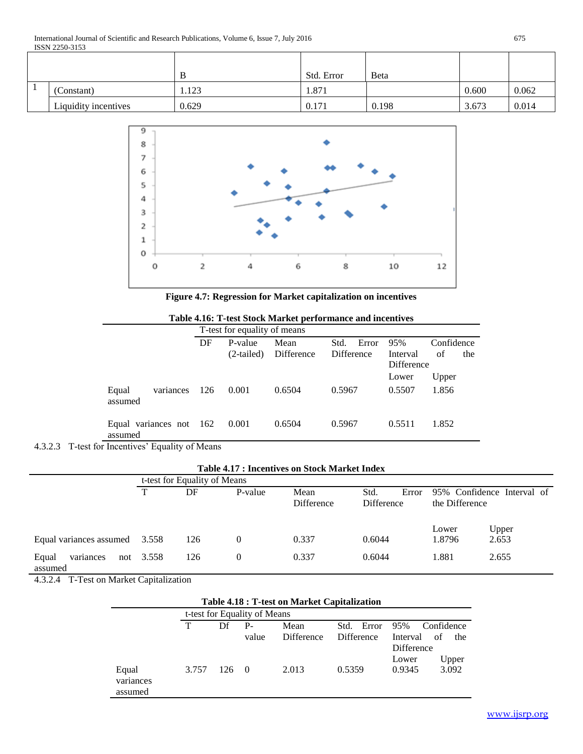|  |  | B | Std. Error | Beta |  |  |
|---|---|---|---|---|---|---|
| 1 | (Constant) | 1.123 | 1.871 |  | 0.600 | 0.062 |
|  | Liquidity incentives | 0.629 | 0.171 | 0.198 | 3.673 | 0.014 |

**Figure 4.7: Regression for Market capitalization on incentives**

**Table 4.16: T-test Stock Market performance and incentives**

|  | T-test for equality of means | | | | | |
|---|---|---|---|---|---|---|
|  | DF | P-value (2-tailed) | Mean Difference | Std. Error Difference | 95% Confidence Interval of the Difference | |
|  |  |  |  |  | Lower | Upper |
| Equal variances assumed | 126 | 0.001 | 0.6504 | 0.5967 | 0.5507 | 1.856 |
| Equal variances not assumed | 162 | 0.001 | 0.6504 | 0.5967 | 0.5511 | 1.852 |

4.3.2.3 T-test for Incentives' Equality of Means

**Table 4.17 : Incentives on Stock Market Index**

|  | t-test for Equality of Means | | | | | | |
|---|---|---|---|---|---|---|---|
|  | T | DF | P-value | Mean Difference | Std. Error Difference | 95% Confidence Interval of the Difference | |
|  |  |  |  |  |  | Lower | Upper |
| Equal variances assumed | 3.558 | 126 | 0 | 0.337 | 0.6044 | 1.8796 | 2.653 |
| Equal variances not assumed | 3.558 | 126 | 0 | 0.337 | 0.6044 | 1.881 | 2.655 |

4.3.2.4 T-Test on Market Capitalization

**Table 4.18 : T-test on Market Capitalization**

|  | t-test for Equality of Means | | | | | | |
|---|---|---|---|---|---|---|---|
|  | T | Df | P-value | Mean Difference | Std. Error Difference | 95% Confidence Interval of the Difference | |
|  |  |  |  |  |  | Lower | Upper |
| Equal variances assumed | 3.757 | 126 | 0 | 2.013 | 0.5359 | 0.9345 | 3.092 |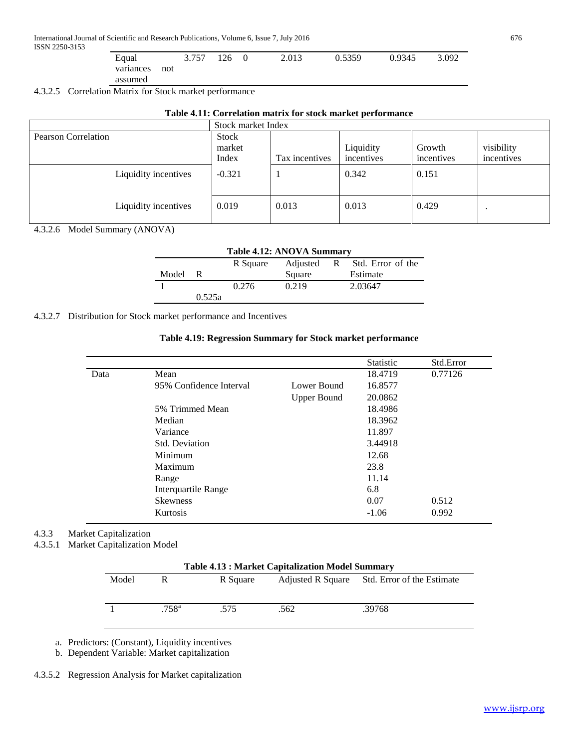| Equal variances not assumed | 3.757 | 126 | 0 | 2.013 | 0.5359 | 0.9345 | 3.092 |
|---|---|---|---|---|---|---|---|

4.3.2.5 Correlation Matrix for Stock market performance

**Table 4.11: Correlation matrix for stock market performance**

| | Stock market Index | | | | |
|---|---|---|---|---|---|
| Pearson Correlation | Stock market Index | Tax incentives | Liquidity incentives | Growth incentives | visibility incentives |
| Liquidity incentives | -0.321 | 1 | 0.342 | 0.151 | |
| Liquidity incentives | 0.019 | 0.013 | 0.013 | 0.429 | . |

4.3.2.6 Model Summary (ANOVA)

**Table 4.12: ANOVA Summary**

| Model | R | R Square | Adjusted R Square | Std. Error of the Estimate |
|---|---|---|---|---|
| 1 | 0.525a | 0.276 | 0.219 | 2.03647 |

4.3.2.7 Distribution for Stock market performance and Incentives

**Table 4.19: Regression Summary for Stock market performance**

| | | | Statistic | Std.Error |
|---|---|---|---|---|
| Data | Mean | | 18.4719 | 0.77126 |
| | 95% Confidence Interval | Lower Bound | 16.8577 | |
| | | Upper Bound | 20.0862 | |
| | 5% Trimmed Mean | | 18.4986 | |
| | Median | | 18.3962 | |
| | Variance | | 11.897 | |
| | Std. Deviation | | 3.44918 | |
| | Minimum | | 12.68 | |
| | Maximum | | 23.8 | |
| | Range | | 11.14 | |
| | Interquartile Range | | 6.8 | |
| | Skewness | | 0.07 | 0.512 |
| | Kurtosis | | -1.06 | 0.992 |

4.3.3 Market Capitalization

4.3.5.1 Market Capitalization Model

**Table 4.13 : Market Capitalization Model Summary**

| Model | R | R Square | Adjusted R Square | Std. Error of the Estimate |
|---|---|---|---|---|
| 1 | .758[a] | .575 | .562 | .39768 |

a. Predictors: (Constant), Liquidity incentives
b. Dependent Variable: Market capitalization

4.3.5.2 Regression Analysis for Market capitalization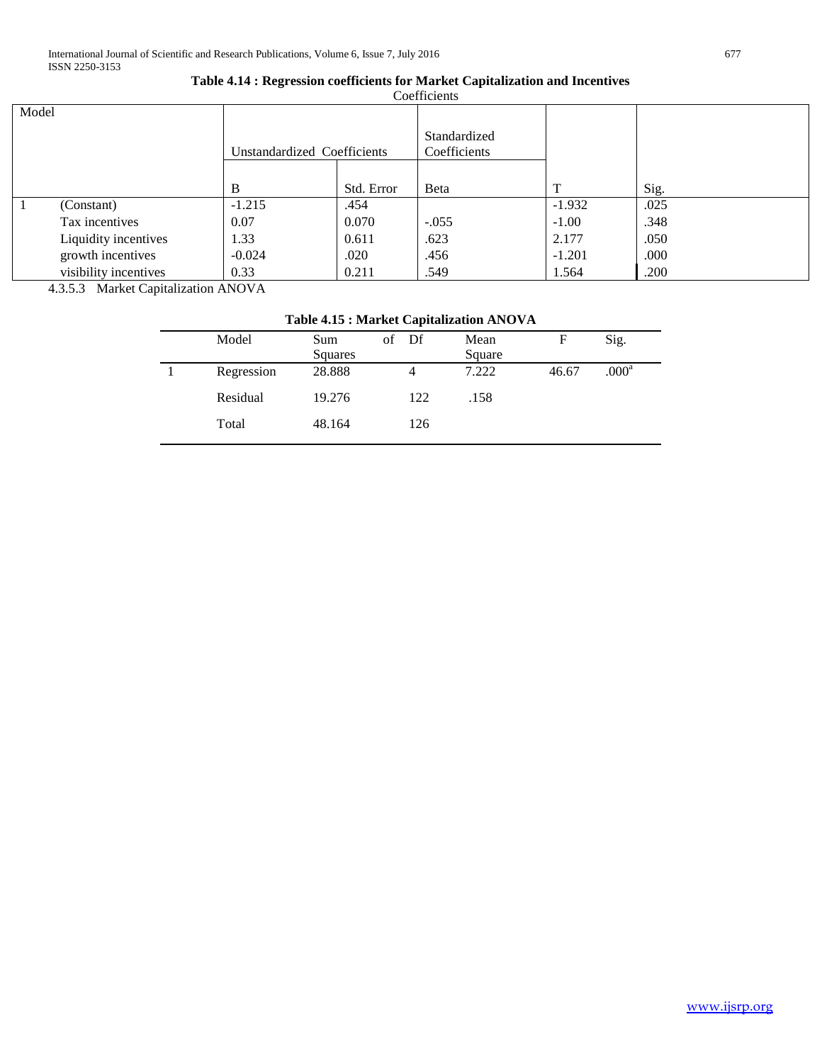**Table 4.14 : Regression coefficients for Market Capitalization and Incentives**

Coefficients

| Model | | Unstandardized Coefficients | | Standardized Coefficients | | |
|---|---|---|---|---|---|---|
| | | B | Std. Error | Beta | T | Sig. |
| 1 | (Constant) | -1.215 | .454 | | -1.932 | .025 |
| | Tax incentives | 0.07 | 0.070 | -.055 | -1.00 | .348 |
| | Liquidity incentives | 1.33 | 0.611 | .623 | 2.177 | .050 |
| | growth incentives | -0.024 | .020 | .456 | -1.201 | .000 |
| | visibility incentives | 0.33 | 0.211 | .549 | 1.564 | .200 |

4.3.5.3 Market Capitalization ANOVA

**Table 4.15 : Market Capitalization ANOVA**

| | Model | Sum of Squares | Df | Mean Square | F | Sig. |
|---|---|---|---|---|---|---|
| 1 | Regression | 28.888 | 4 | 7.222 | 46.67 | .000[a] |
| | Residual | 19.276 | 122 | .158 | | |
| | Total | 48.164 | 126 | | | |